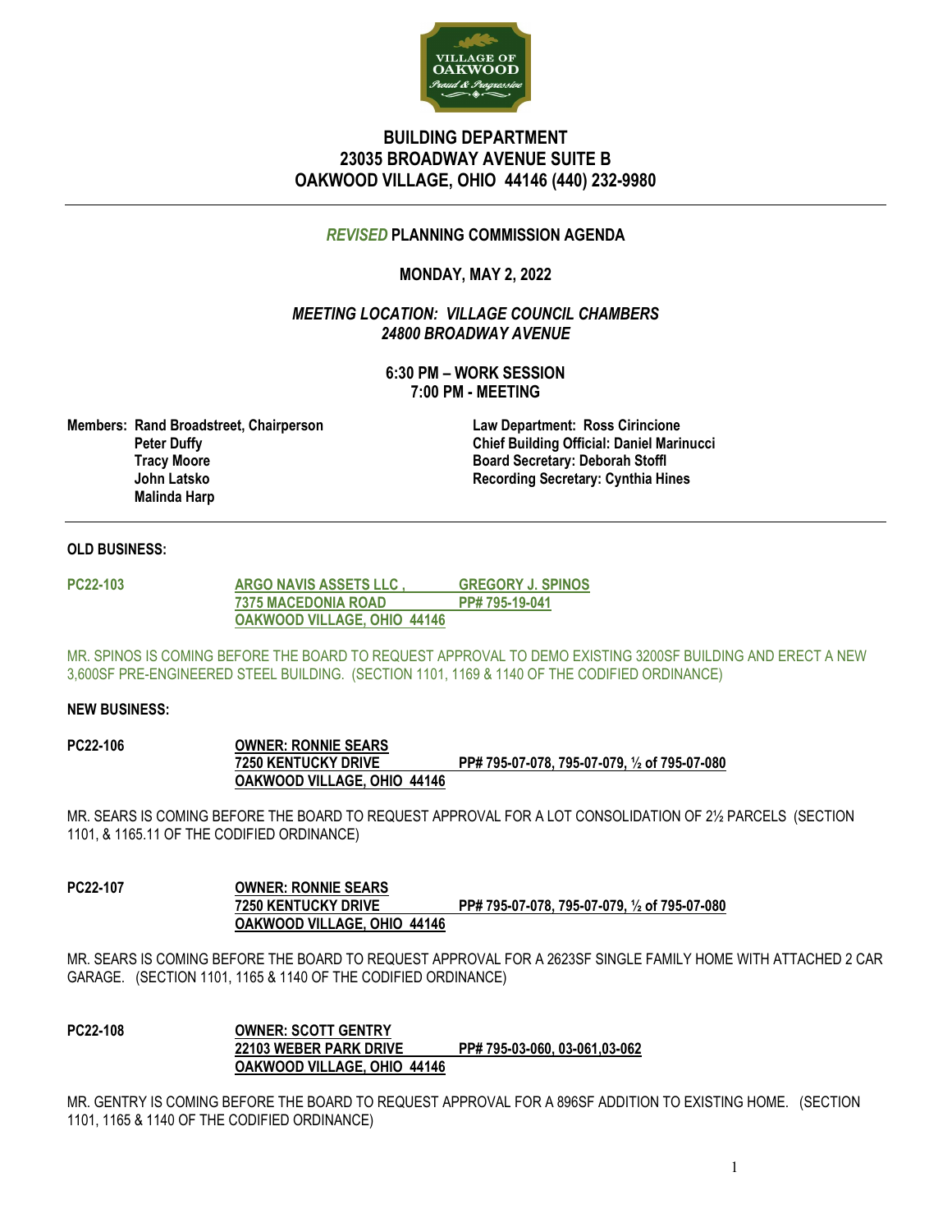# BUILDING DEPARTMENT
# 23035 BROADWAY AVENUE SUITE B
# OAKWOOD VILLAGE, OHIO 44146 (440) 232-9980

## *REVISED* PLANNING COMMISSION AGENDA

**MONDAY, MAY 2, 2022**

***MEETING LOCATION: VILLAGE COUNCIL CHAMBERS***
***24800 BROADWAY AVENUE***

**6:30 PM – WORK SESSION**
**7:00 PM - MEETING**

**Members:** **Rand Broadstreet, Chairperson**
**Peter Duffy**
**Tracy Moore**
**John Latsko**
**Malinda Harp**

**Law Department: Ross Cirincione**
**Chief Building Official: Daniel Marinucci**
**Board Secretary: Deborah Stoffl**
**Recording Secretary: Cynthia Hines**

**OLD BUSINESS:**

**PC22-103** **ARGO NAVIS ASSETS LLC , GREGORY J. SPINOS**
**7375 MACEDONIA ROAD PP# 795-19-041**
**OAKWOOD VILLAGE, OHIO 44146**

MR. SPINOS IS COMING BEFORE THE BOARD TO REQUEST APPROVAL TO DEMO EXISTING 3200SF BUILDING AND ERECT A NEW 3,600SF PRE-ENGINEERED STEEL BUILDING. (SECTION 1101, 1169 & 1140 OF THE CODIFIED ORDINANCE)

**NEW BUSINESS:**

**PC22-106** **OWNER: RONNIE SEARS**
**7250 KENTUCKY DRIVE PP# 795-07-078, 795-07-079, ½ of 795-07-080**
**OAKWOOD VILLAGE, OHIO 44146**

MR. SEARS IS COMING BEFORE THE BOARD TO REQUEST APPROVAL FOR A LOT CONSOLIDATION OF 2½ PARCELS (SECTION 1101, & 1165.11 OF THE CODIFIED ORDINANCE)

**PC22-107** **OWNER: RONNIE SEARS**
**7250 KENTUCKY DRIVE PP# 795-07-078, 795-07-079, ½ of 795-07-080**
**OAKWOOD VILLAGE, OHIO 44146**

MR. SEARS IS COMING BEFORE THE BOARD TO REQUEST APPROVAL FOR A 2623SF SINGLE FAMILY HOME WITH ATTACHED 2 CAR GARAGE. (SECTION 1101, 1165 & 1140 OF THE CODIFIED ORDINANCE)

**PC22-108** **OWNER: SCOTT GENTRY**
**22103 WEBER PARK DRIVE PP# 795-03-060, 03-061,03-062**
**OAKWOOD VILLAGE, OHIO 44146**

MR. GENTRY IS COMING BEFORE THE BOARD TO REQUEST APPROVAL FOR A 896SF ADDITION TO EXISTING HOME. (SECTION 1101, 1165 & 1140 OF THE CODIFIED ORDINANCE)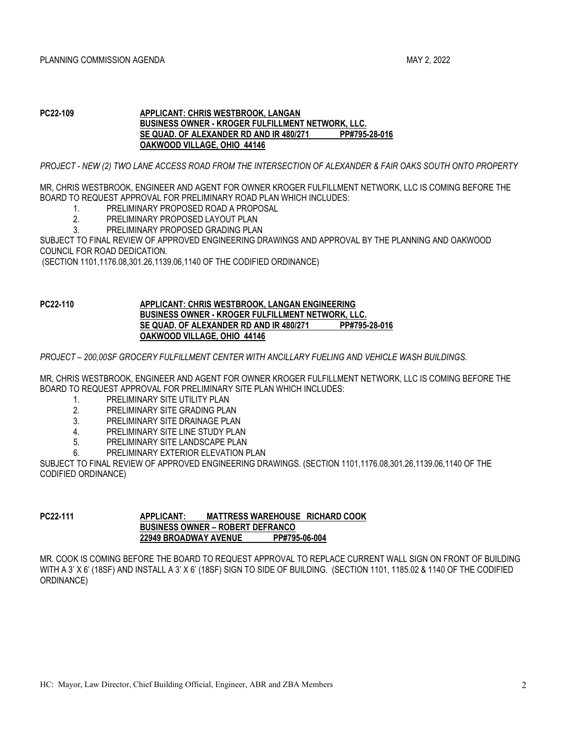**PC22-109** **APPLICANT: CHRIS WESTBROOK, LANGAN**
**BUSINESS OWNER - KROGER FULFILLMENT NETWORK, LLC.**
**SE QUAD. OF ALEXANDER RD AND IR 480/271 PP#795-28-016**
**OAKWOOD VILLAGE, OHIO 44146**

*PROJECT - NEW (2) TWO LANE ACCESS ROAD FROM THE INTERSECTION OF ALEXANDER & FAIR OAKS SOUTH ONTO PROPERTY*

MR, CHRIS WESTBROOK, ENGINEER AND AGENT FOR OWNER KROGER FULFILLMENT NETWORK, LLC IS COMING BEFORE THE BOARD TO REQUEST APPROVAL FOR PRELIMINARY ROAD PLAN WHICH INCLUDES:

1. PRELIMINARY PROPOSED ROAD A PROPOSAL
2. PRELIMINARY PROPOSED LAYOUT PLAN
3. PRELIMINARY PROPOSED GRADING PLAN

SUBJECT TO FINAL REVIEW OF APPROVED ENGINEERING DRAWINGS AND APPROVAL BY THE PLANNING AND OAKWOOD COUNCIL FOR ROAD DEDICATION.
(SECTION 1101,1176.08,301.26,1139.06,1140 OF THE CODIFIED ORDINANCE)

**PC22-110** **APPLICANT: CHRIS WESTBROOK, LANGAN ENGINEERING**
**BUSINESS OWNER - KROGER FULFILLMENT NETWORK, LLC.**
**SE QUAD. OF ALEXANDER RD AND IR 480/271 PP#795-28-016**
**OAKWOOD VILLAGE, OHIO 44146**

*PROJECT – 200,00SF GROCERY FULFILLMENT CENTER WITH ANCILLARY FUELING AND VEHICLE WASH BUILDINGS.*

MR, CHRIS WESTBROOK, ENGINEER AND AGENT FOR OWNER KROGER FULFILLMENT NETWORK, LLC IS COMING BEFORE THE BOARD TO REQUEST APPROVAL FOR PRELIMINARY SITE PLAN WHICH INCLUDES:

1. PRELIMINARY SITE UTILITY PLAN
2. PRELIMINARY SITE GRADING PLAN
3. PRELIMINARY SITE DRAINAGE PLAN
4. PRELIMINARY SITE LINE STUDY PLAN
5. PRELIMINARY SITE LANDSCAPE PLAN
6. PRELIMINARY EXTERIOR ELEVATION PLAN

SUBJECT TO FINAL REVIEW OF APPROVED ENGINEERING DRAWINGS. (SECTION 1101,1176.08,301.26,1139.06,1140 OF THE CODIFIED ORDINANCE)

**PC22-111** **APPLICANT: MATTRESS WAREHOUSE RICHARD COOK**
**BUSINESS OWNER – ROBERT DEFRANCO**
**22949 BROADWAY AVENUE PP#795-06-004**

MR. COOK IS COMING BEFORE THE BOARD TO REQUEST APPROVAL TO REPLACE CURRENT WALL SIGN ON FRONT OF BUILDING WITH A 3' X 6' (18SF) AND INSTALL A 3' X 6' (18SF) SIGN TO SIDE OF BUILDING. (SECTION 1101, 1185.02 & 1140 OF THE CODIFIED ORDINANCE)

HC: Mayor, Law Director, Chief Building Official, Engineer, ABR and ZBA Members